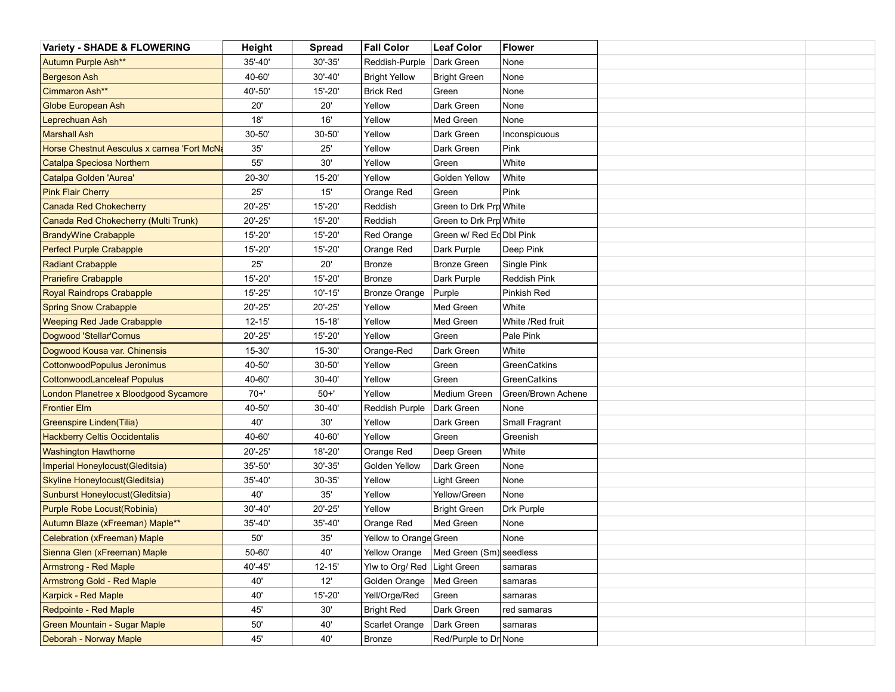| Variety - SHADE & FLOWERING | Height | Spread | Fall Color | Leaf Color | Flower |
|---|---|---|---|---|---|
| Autumn Purple Ash** | 35'-40' | 30'-35' | Reddish-Purple | Dark Green | None |
| Bergeson Ash | 40-60' | 30'-40' | Bright Yellow | Bright Green | None |
| Cimmaron Ash** | 40'-50' | 15'-20' | Brick Red | Green | None |
| Globe European Ash | 20' | 20' | Yellow | Dark Green | None |
| Leprechuan Ash | 18' | 16' | Yellow | Med Green | None |
| Marshall Ash | 30-50' | 30-50' | Yellow | Dark Green | Inconspicuous |
| Horse Chestnut Aesculus x carnea 'Fort McNa | 35' | 25' | Yellow | Dark Green | Pink |
| Catalpa Speciosa Northern | 55' | 30' | Yellow | Green | White |
| Catalpa Golden 'Aurea' | 20-30' | 15-20' | Yellow | Golden Yellow | White |
| Pink Flair Cherry | 25' | 15' | Orange Red | Green | Pink |
| Canada Red Chokecherry | 20'-25' | 15'-20' | Reddish | Green to Drk Prp | White |
| Canada Red Chokecherry (Multi Trunk) | 20'-25' | 15'-20' | Reddish | Green to Drk Prp | White |
| BrandyWine Crabapple | 15'-20' | 15'-20' | Red Orange | Green w/ Red Ed | Dbl Pink |
| Perfect Purple Crabapple | 15'-20' | 15'-20' | Orange Red | Dark Purple | Deep Pink |
| Radiant Crabapple | 25' | 20' | Bronze | Bronze Green | Single Pink |
| Prariefire Crabapple | 15'-20' | 15'-20' | Bronze | Dark Purple | Reddish Pink |
| Royal Raindrops Crabapple | 15'-25' | 10'-15' | Bronze Orange | Purple | Pinkish Red |
| Spring Snow Crabapple | 20'-25' | 20'-25' | Yellow | Med Green | White |
| Weeping Red Jade Crabapple | 12-15' | 15-18' | Yellow | Med Green | White /Red fruit |
| Dogwood 'Stellar'Cornus | 20'-25' | 15'-20' | Yellow | Green | Pale Pink |
| Dogwood Kousa var. Chinensis | 15-30' | 15-30' | Orange-Red | Dark Green | White |
| CottonwoodPopulus Jeronimus | 40-50' | 30-50' | Yellow | Green | GreenCatkins |
| CottonwoodLanceleaf Populus | 40-60' | 30-40' | Yellow | Green | GreenCatkins |
| London Planetree x Bloodgood Sycamore | 70+' | 50+' | Yellow | Medium Green | Green/Brown Achene |
| Frontier Elm | 40-50' | 30-40' | Reddish Purple | Dark Green | None |
| Greenspire Linden(Tilia) | 40' | 30' | Yellow | Dark Green | Small Fragrant |
| Hackberry Celtis Occidentalis | 40-60' | 40-60' | Yellow | Green | Greenish |
| Washington Hawthorne | 20'-25' | 18'-20' | Orange Red | Deep Green | White |
| Imperial Honeylocust(Gleditsia) | 35'-50' | 30'-35' | Golden Yellow | Dark Green | None |
| Skyline Honeylocust(Gleditsia) | 35'-40' | 30-35' | Yellow | Light Green | None |
| Sunburst Honeylocust(Gleditsia) | 40' | 35' | Yellow | Yellow/Green | None |
| Purple Robe Locust(Robinia) | 30'-40' | 20'-25' | Yellow | Bright Green | Drk Purple |
| Autumn Blaze (xFreeman) Maple** | 35'-40' | 35'-40' | Orange Red | Med Green | None |
| Celebration (xFreeman) Maple | 50' | 35' | Yellow to Orange | Green | None |
| Sienna Glen (xFreeman) Maple | 50-60' | 40' | Yellow Orange | Med Green (Sm) | seedless |
| Armstrong - Red Maple | 40'-45' | 12-15' | Ylw to Org/ Red | Light Green | samaras |
| Armstrong Gold - Red Maple | 40' | 12' | Golden Orange | Med Green | samaras |
| Karpick - Red Maple | 40' | 15'-20' | Yell/Orge/Red | Green | samaras |
| Redpointe - Red Maple | 45' | 30' | Bright Red | Dark Green | red samaras |
| Green Mountain - Sugar Maple | 50' | 40' | Scarlet Orange | Dark Green | samaras |
| Deborah - Norway Maple | 45' | 40' | Bronze | Red/Purple to Dr | None |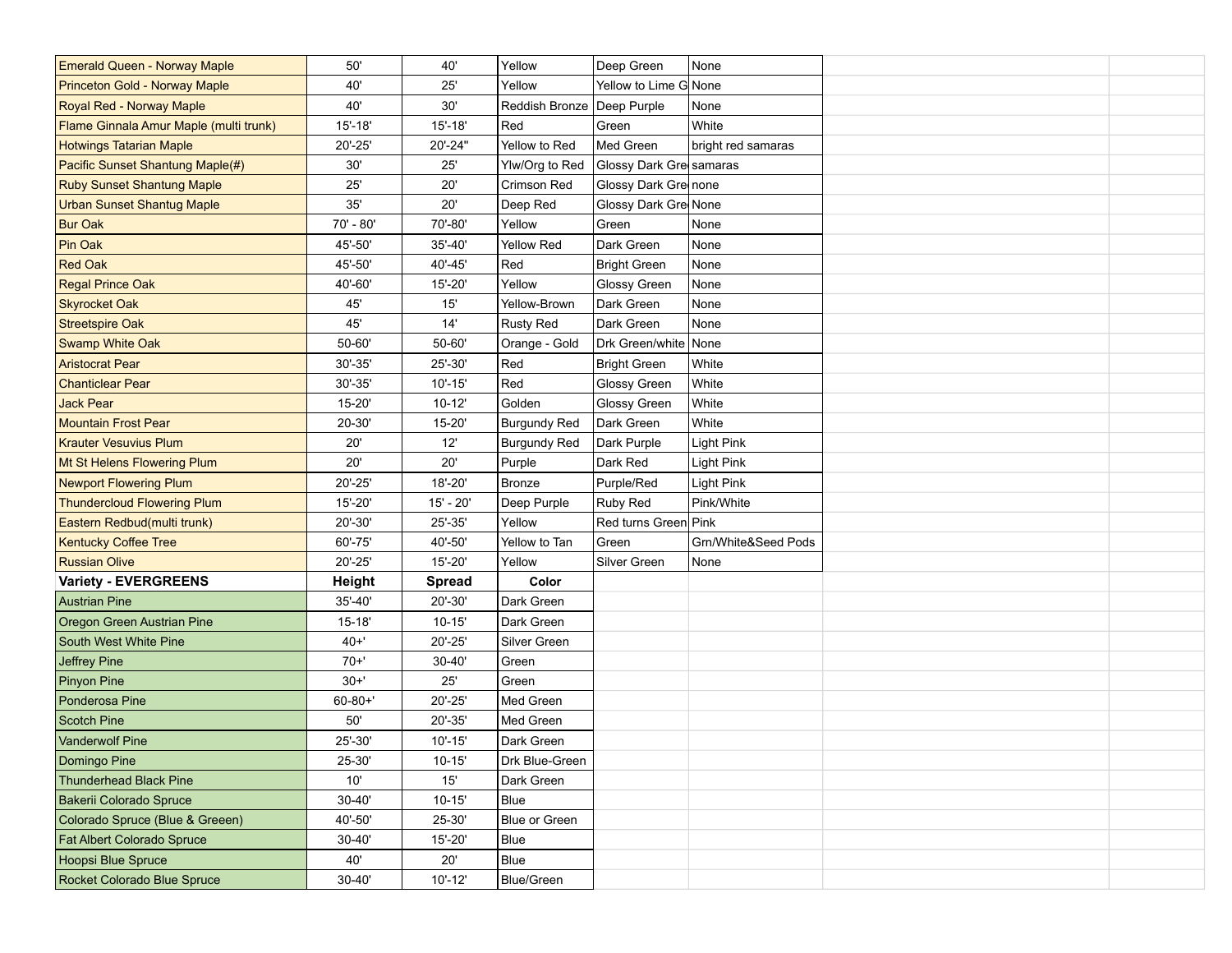| | | | | | |
|---|---|---|---|---|---|
| Emerald Queen - Norway Maple | 50' | 40' | Yellow | Deep Green | None |
| Princeton Gold - Norway Maple | 40' | 25' | Yellow | Yellow to Lime G | None |
| Royal Red - Norway Maple | 40' | 30' | Reddish Bronze | Deep Purple | None |
| Flame Ginnala Amur Maple (multi trunk) | 15'-18' | 15'-18' | Red | Green | White |
| Hotwings Tatarian Maple | 20'-25' | 20'-24" | Yellow to Red | Med Green | bright red samaras |
| Pacific Sunset Shantung Maple(#) | 30' | 25' | Ylw/Org to Red | Glossy Dark Gre | samaras |
| Ruby Sunset Shantung Maple | 25' | 20' | Crimson Red | Glossy Dark Gre | none |
| Urban Sunset Shantug Maple | 35' | 20' | Deep Red | Glossy Dark Gre | None |
| Bur Oak | 70' - 80' | 70'-80' | Yellow | Green | None |
| Pin Oak | 45'-50' | 35'-40' | Yellow Red | Dark Green | None |
| Red Oak | 45'-50' | 40'-45' | Red | Bright Green | None |
| Regal Prince Oak | 40'-60' | 15'-20' | Yellow | Glossy Green | None |
| Skyrocket Oak | 45' | 15' | Yellow-Brown | Dark Green | None |
| Streetspire Oak | 45' | 14' | Rusty Red | Dark Green | None |
| Swamp White Oak | 50-60' | 50-60' | Orange - Gold | Drk Green/white | None |
| Aristocrat Pear | 30'-35' | 25'-30' | Red | Bright Green | White |
| Chanticlear Pear | 30'-35' | 10'-15' | Red | Glossy Green | White |
| Jack Pear | 15-20' | 10-12' | Golden | Glossy Green | White |
| Mountain Frost Pear | 20-30' | 15-20' | Burgundy Red | Dark Green | White |
| Krauter Vesuvius Plum | 20' | 12' | Burgundy Red | Dark Purple | Light Pink |
| Mt St Helens Flowering Plum | 20' | 20' | Purple | Dark Red | Light Pink |
| Newport Flowering Plum | 20'-25' | 18'-20' | Bronze | Purple/Red | Light Pink |
| Thundercloud Flowering Plum | 15'-20' | 15' - 20' | Deep Purple | Ruby Red | Pink/White |
| Eastern Redbud(multi trunk) | 20'-30' | 25'-35' | Yellow | Red turns Green | Pink |
| Kentucky Coffee Tree | 60'-75' | 40'-50' | Yellow to Tan | Green | Grn/White&Seed Pods |
| Russian Olive | 20'-25' | 15'-20' | Yellow | Silver Green | None |
| **Variety - EVERGREENS** | **Height** | **Spread** | **Color** | | |
| Austrian Pine | 35'-40' | 20'-30' | Dark Green | | |
| Oregon Green Austrian Pine | 15-18' | 10-15' | Dark Green | | |
| South West White Pine | 40+' | 20'-25' | Silver Green | | |
| Jeffrey Pine | 70+' | 30-40' | Green | | |
| Pinyon Pine | 30+' | 25' | Green | | |
| Ponderosa Pine | 60-80+' | 20'-25' | Med Green | | |
| Scotch Pine | 50' | 20'-35' | Med Green | | |
| Vanderwolf Pine | 25'-30' | 10'-15' | Dark Green | | |
| Domingo Pine | 25-30' | 10-15' | Drk Blue-Green | | |
| Thunderhead Black Pine | 10' | 15' | Dark Green | | |
| Bakerii Colorado Spruce | 30-40' | 10-15' | Blue | | |
| Colorado Spruce (Blue & Greeen) | 40'-50' | 25-30' | Blue or Green | | |
| Fat Albert Colorado Spruce | 30-40' | 15'-20' | Blue | | |
| Hoopsi Blue Spruce | 40' | 20' | Blue | | |
| Rocket Colorado Blue Spruce | 30-40' | 10'-12' | Blue/Green | | |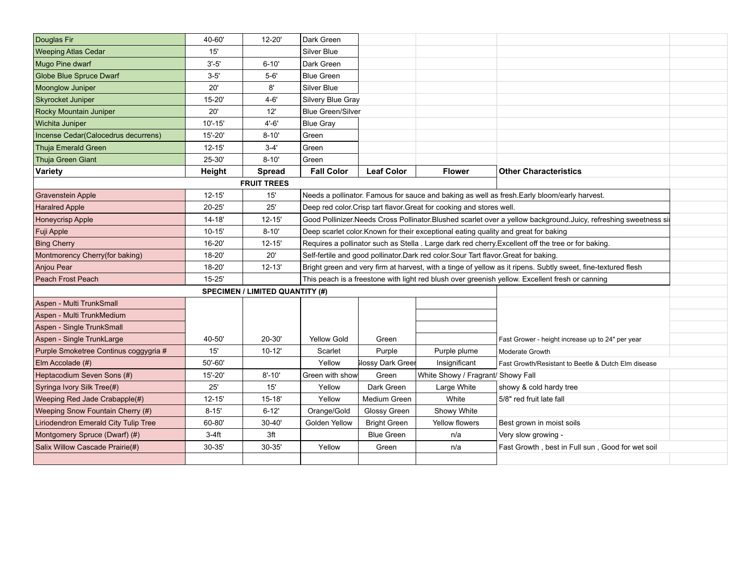| | | | | | | | |
|---|---|---|---|---|---|---|---|
| Douglas Fir | 40-60' | 12-20' | Dark Green | | | | |
| Weeping Atlas Cedar | 15' | | Silver Blue | | | | |
| Mugo Pine dwarf | 3'-5' | 6-10' | Dark Green | | | | |
| Globe Blue Spruce Dwarf | 3-5' | 5-6' | Blue Green | | | | |
| Moonglow Juniper | 20' | 8' | Silver Blue | | | | |
| Skyrocket Juniper | 15-20' | 4-6' | Silvery Blue Gray | | | | |
| Rocky Mountain Juniper | 20' | 12' | Blue Green/Silver | | | | |
| Wichita Juniper | 10'-15' | 4'-6' | Blue Gray | | | | |
| Incense Cedar(Calocedrus decurrens) | 15'-20' | 8-10' | Green | | | | |
| Thuja Emerald Green | 12-15' | 3-4' | Green | | | | |
| Thuja Green Giant | 25-30' | 8-10' | Green | | | | |
| **Variety** | **Height** | **Spread** | **Fall Color** | **Leaf Color** | **Flower** | **Other Characteristics** | |
| | | **FRUIT TREES** | | | | | |
| Gravenstein Apple | 12-15' | 15' | Needs a pollinator. Famous for sauce and baking as well as fresh.Early bloom/early harvest. | | | | |
| Haralred Apple | 20-25' | 25' | Deep red color.Crisp tart flavor.Great for cooking and stores well. | | | | |
| Honeycrisp Apple | 14-18' | 12-15' | Good Pollinizer.Needs Cross Pollinator.Blushed scarlet over a yellow background.Juicy, refreshing sweetness si | | | | |
| Fuji Apple | 10-15' | 8-10' | Deep scarlet color.Known for their exceptional eating quality and great for baking | | | | |
| Bing Cherry | 16-20' | 12-15' | Requires a pollinator such as Stella . Large dark red cherry.Excellent off the tree or for baking. | | | | |
| Montmorency Cherry(for baking) | 18-20' | 20' | Self-fertile and good pollinator.Dark red color.Sour Tart flavor.Great for baking. | | | | |
| Anjou Pear | 18-20' | 12-13' | Bright green and very firm at harvest, with a tinge of yellow as it ripens. Subtly sweet, fine-textured flesh | | | | |
| Peach Frost Peach | 15-25' | | This peach is a freestone with light red blush over greenish yellow. Excellent fresh or canning | | | | |
| | | **SPECIMEN / LIMITED QUANTITY (#)** | | | | | |
| Aspen - Multi TrunkSmall | | | | | | | |
| Aspen - Multi TrunkMedium | | | | | | | |
| Aspen - Single TrunkSmall | | | | | | | |
| Aspen - Single TrunkLarge | 40-50' | 20-30' | Yellow Gold | Green | | Fast Grower - height increase up to 24" per year | |
| Purple Smoketree Continus coggygria # | 15' | 10-12' | Scarlet | Purple | Purple plume | Moderate Growth | |
| Elm Accolade (#) | 50'-60' | | Yellow | Glossy Dark Green | Insignificant | Fast Growth/Resistant to Beetle & Dutch Elm disease | |
| Heptacodium Seven Sons (#) | 15'-20' | 8'-10' | Green with show | Green | White Showy / Fragrant/ | Showy Fall | |
| Syringa Ivory Silk Tree(#) | 25' | 15' | Yellow | Dark Green | Large White | showy & cold hardy tree | |
| Weeping Red Jade Crabapple(#) | 12-15' | 15-18' | Yellow | Medium Green | White | 5/8" red fruit late fall | |
| Weeping Snow Fountain Cherry (#) | 8-15' | 6-12' | Orange/Gold | Glossy Green | Showy White | | |
| Liriodendron Emerald City Tulip Tree | 60-80' | 30-40' | Golden Yellow | Bright Green | Yellow flowers | Best grown in moist soils | |
| Montgomery Spruce (Dwarf) (#) | 3-4ft | 3ft | | Blue Green | n/a | Very slow growing - | |
| Salix Willow Cascade Prairie(#) | 30-35' | 30-35' | Yellow | Green | n/a | Fast Growth , best in Full sun , Good for wet soil | |